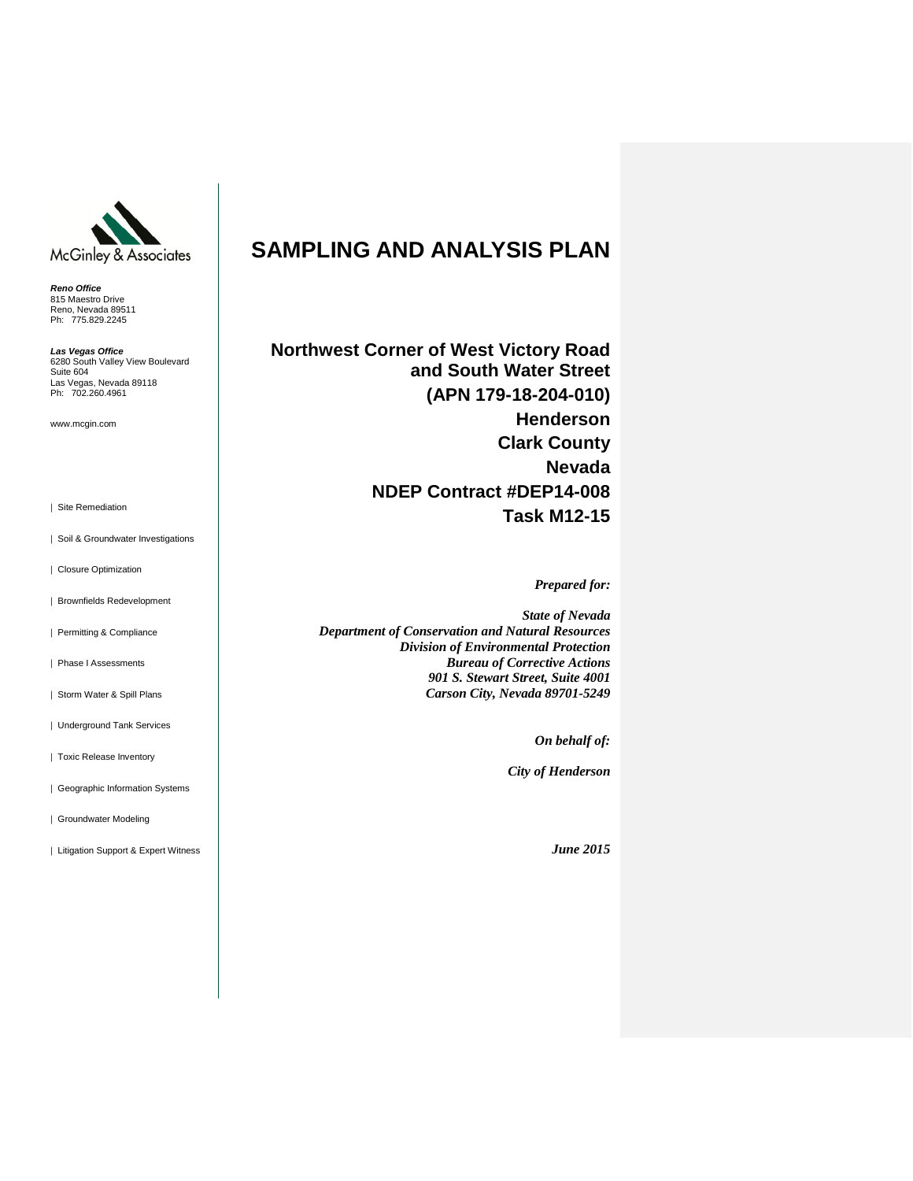McGinley & Associates

***Reno Office***
815 Maestro Drive
Reno, Nevada 89511
Ph: 775.829.2245

***Las Vegas Office***
6280 South Valley View Boulevard
Suite 604
Las Vegas, Nevada 89118
Ph: 702.260.4961

www.mcgin.com

| Site Remediation

| Soil & Groundwater Investigations

| Closure Optimization

| Brownfields Redevelopment

| Permitting & Compliance

| Phase I Assessments

| Storm Water & Spill Plans

| Underground Tank Services

| Toxic Release Inventory

| Geographic Information Systems

| Groundwater Modeling

| Litigation Support & Expert Witness

# SAMPLING AND ANALYSIS PLAN

**Northwest Corner of West Victory Road and South Water Street**
**(APN 179-18-204-010)**
**Henderson**
**Clark County**
**Nevada**
**NDEP Contract #DEP14-008**
**Task M12-15**

***Prepared for:***

***State of Nevada***
***Department of Conservation and Natural Resources***
***Division of Environmental Protection***
***Bureau of Corrective Actions***
***901 S. Stewart Street, Suite 4001***
***Carson City, Nevada 89701-5249***

***On behalf of:***

***City of Henderson***

***June 2015***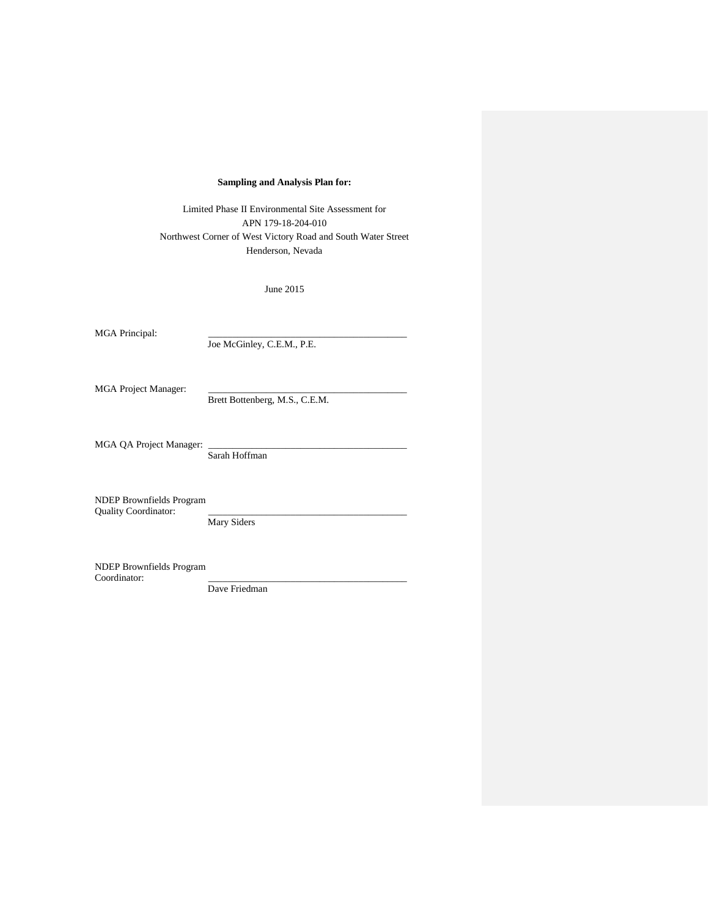**Sampling and Analysis Plan for:**

Limited Phase II Environmental Site Assessment for
APN 179-18-204-010
Northwest Corner of West Victory Road and South Water Street
Henderson, Nevada

June 2015

MGA Principal: \_\_\_\_\_\_\_\_\_\_\_\_\_\_\_\_\_\_\_\_\_\_\_\_\_\_\_\_\_\_\_\_\_\_\_\_\_\_\_\_
Joe McGinley, C.E.M., P.E.

MGA Project Manager: \_\_\_\_\_\_\_\_\_\_\_\_\_\_\_\_\_\_\_\_\_\_\_\_\_\_\_\_\_\_\_\_\_\_\_\_\_\_\_\_
Brett Bottenberg, M.S., C.E.M.

MGA QA Project Manager: \_\_\_\_\_\_\_\_\_\_\_\_\_\_\_\_\_\_\_\_\_\_\_\_\_\_\_\_\_\_\_\_\_\_\_\_\_\_\_\_
Sarah Hoffman

NDEP Brownfields Program Quality Coordinator: \_\_\_\_\_\_\_\_\_\_\_\_\_\_\_\_\_\_\_\_\_\_\_\_\_\_\_\_\_\_\_\_\_\_\_\_\_\_\_\_
Mary Siders

NDEP Brownfields Program Coordinator: \_\_\_\_\_\_\_\_\_\_\_\_\_\_\_\_\_\_\_\_\_\_\_\_\_\_\_\_\_\_\_\_\_\_\_\_\_\_\_\_
Dave Friedman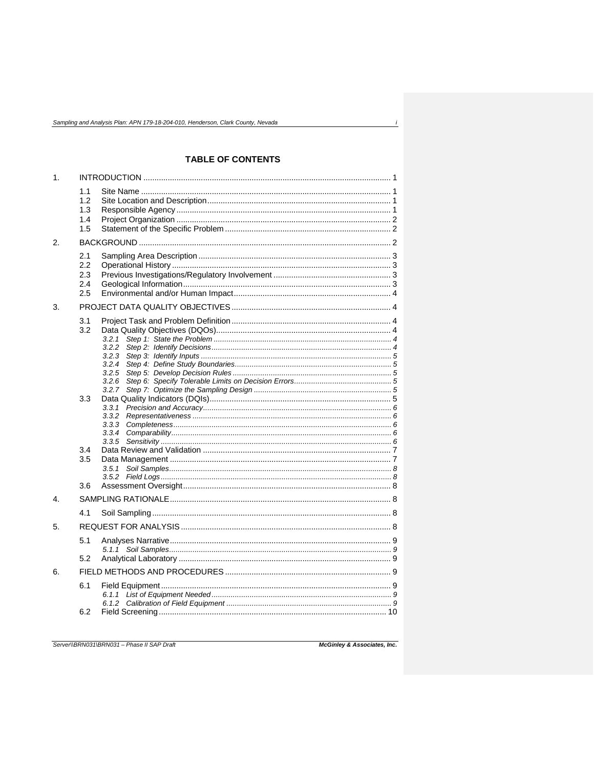# TABLE OF CONTENTS

1. INTRODUCTION ... 1
   - 1.1 Site Name ... 1
   - 1.2 Site Location and Description ... 1
   - 1.3 Responsible Agency ... 1
   - 1.4 Project Organization ... 2
   - 1.5 Statement of the Specific Problem ... 2
2. BACKGROUND ... 2
   - 2.1 Sampling Area Description ... 3
   - 2.2 Operational History ... 3
   - 2.3 Previous Investigations/Regulatory Involvement ... 3
   - 2.4 Geological Information ... 3
   - 2.5 Environmental and/or Human Impact ... 4
3. PROJECT DATA QUALITY OBJECTIVES ... 4
   - 3.1 Project Task and Problem Definition ... 4
   - 3.2 Data Quality Objectives (DQOs) ... 4
     - *3.2.1 Step 1: State the Problem ... 4*
     - *3.2.2 Step 2: Identify Decisions ... 4*
     - *3.2.3 Step 3: Identify Inputs ... 5*
     - *3.2.4 Step 4: Define Study Boundaries ... 5*
     - *3.2.5 Step 5: Develop Decision Rules ... 5*
     - *3.2.6 Step 6: Specify Tolerable Limits on Decision Errors ... 5*
     - *3.2.7 Step 7: Optimize the Sampling Design ... 5*
   - 3.3 Data Quality Indicators (DQIs) ... 5
     - *3.3.1 Precision and Accuracy ... 6*
     - *3.3.2 Representativeness ... 6*
     - *3.3.3 Completeness ... 6*
     - *3.3.4 Comparability ... 6*
     - *3.3.5 Sensitivity ... 6*
   - 3.4 Data Review and Validation ... 7
   - 3.5 Data Management ... 7
     - *3.5.1 Soil Samples ... 8*
     - *3.5.2 Field Logs ... 8*
   - 3.6 Assessment Oversight ... 8
4. SAMPLING RATIONALE ... 8
   - 4.1 Soil Sampling ... 8
5. REQUEST FOR ANALYSIS ... 8
   - 5.1 Analyses Narrative ... 9
     - *5.1.1 Soil Samples ... 9*
   - 5.2 Analytical Laboratory ... 9
6. FIELD METHODS AND PROCEDURES ... 9
   - 6.1 Field Equipment ... 9
     - *6.1.1 List of Equipment Needed ... 9*
     - *6.1.2 Calibration of Field Equipment ... 9*
   - 6.2 Field Screening ... 10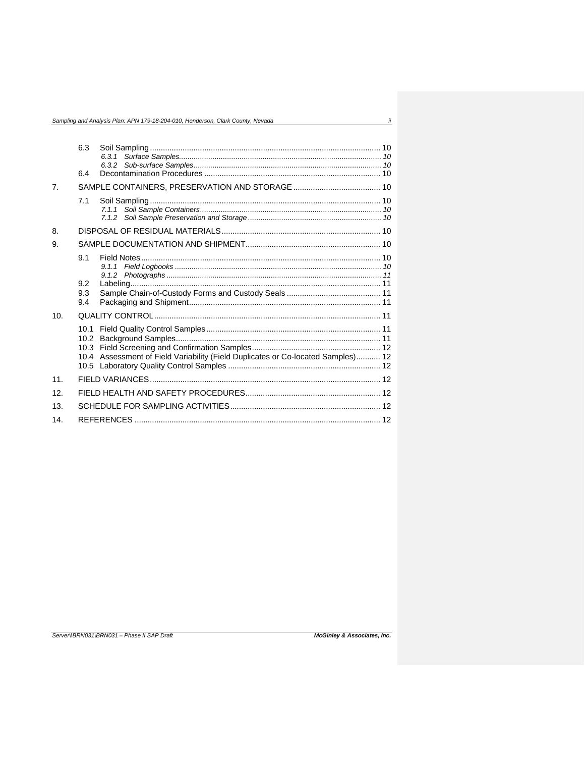| | | | |
|---|---|---|---|
| | 6.3 | Soil Sampling | 10 |
| | | *6.3.1 Surface Samples* | *10* |
| | | *6.3.2 Sub-surface Samples* | *10* |
| | 6.4 | Decontamination Procedures | 10 |
| 7. | | SAMPLE CONTAINERS, PRESERVATION AND STORAGE | 10 |
| | 7.1 | Soil Sampling | 10 |
| | | *7.1.1 Soil Sample Containers* | *10* |
| | | *7.1.2 Soil Sample Preservation and Storage* | *10* |
| 8. | | DISPOSAL OF RESIDUAL MATERIALS | 10 |
| 9. | | SAMPLE DOCUMENTATION AND SHIPMENT | 10 |
| | 9.1 | Field Notes | 10 |
| | | *9.1.1 Field Logbooks* | *10* |
| | | *9.1.2 Photographs* | *11* |
| | 9.2 | Labeling | 11 |
| | 9.3 | Sample Chain-of-Custody Forms and Custody Seals | 11 |
| | 9.4 | Packaging and Shipment | 11 |
| 10. | | QUALITY CONTROL | 11 |
| | 10.1 | Field Quality Control Samples | 11 |
| | 10.2 | Background Samples | 11 |
| | 10.3 | Field Screening and Confirmation Samples | 12 |
| | 10.4 | Assessment of Field Variability (Field Duplicates or Co-located Samples) | 12 |
| | 10.5 | Laboratory Quality Control Samples | 12 |
| 11. | | FIELD VARIANCES | 12 |
| 12. | | FIELD HEALTH AND SAFETY PROCEDURES | 12 |
| 13. | | SCHEDULE FOR SAMPLING ACTIVITIES | 12 |
| 14. | | REFERENCES | 12 |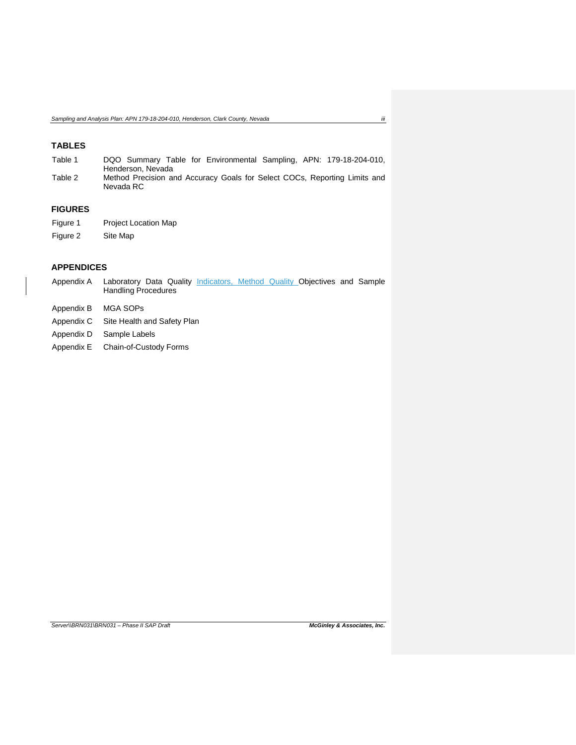## TABLES

| | |
|---|---|
| Table 1 | DQO Summary Table for Environmental Sampling, APN: 179-18-204-010, Henderson, Nevada |
| Table 2 | Method Precision and Accuracy Goals for Select COCs, Reporting Limits and Nevada RC |

## FIGURES

| | |
|---|---|
| Figure 1 | Project Location Map |
| Figure 2 | Site Map |

## APPENDICES

| | |
|---|---|
| Appendix A | Laboratory Data Quality Indicators, Method Quality Objectives and Sample Handling Procedures |
| Appendix B | MGA SOPs |
| Appendix C | Site Health and Safety Plan |
| Appendix D | Sample Labels |
| Appendix E | Chain-of-Custody Forms |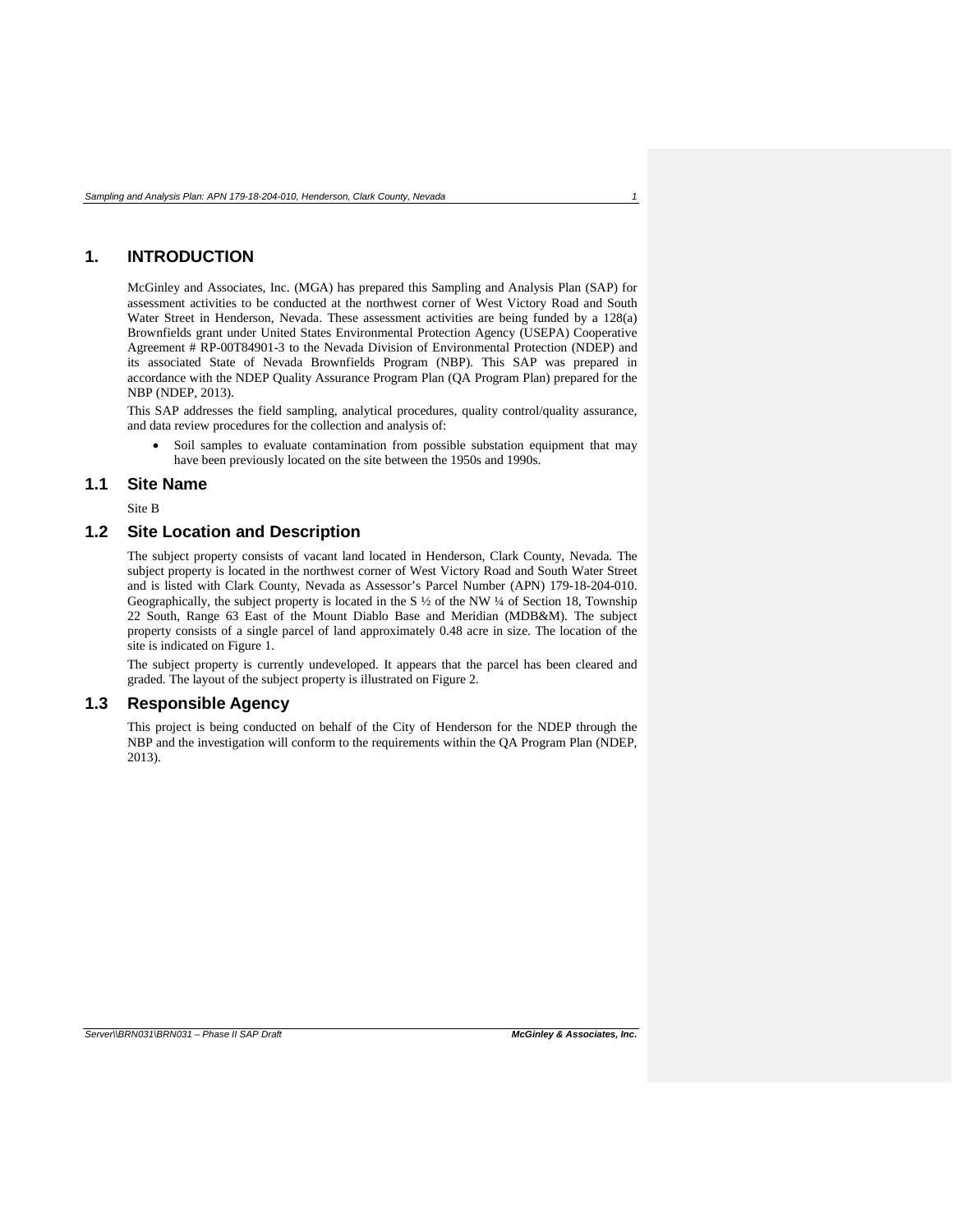# 1. INTRODUCTION

McGinley and Associates, Inc. (MGA) has prepared this Sampling and Analysis Plan (SAP) for assessment activities to be conducted at the northwest corner of West Victory Road and South Water Street in Henderson, Nevada. These assessment activities are being funded by a 128(a) Brownfields grant under United States Environmental Protection Agency (USEPA) Cooperative Agreement # RP-00T84901-3 to the Nevada Division of Environmental Protection (NDEP) and its associated State of Nevada Brownfields Program (NBP). This SAP was prepared in accordance with the NDEP Quality Assurance Program Plan (QA Program Plan) prepared for the NBP (NDEP, 2013).

This SAP addresses the field sampling, analytical procedures, quality control/quality assurance, and data review procedures for the collection and analysis of:

- Soil samples to evaluate contamination from possible substation equipment that may have been previously located on the site between the 1950s and 1990s.

## 1.1 Site Name

Site B

## 1.2 Site Location and Description

The subject property consists of vacant land located in Henderson, Clark County, Nevada. The subject property is located in the northwest corner of West Victory Road and South Water Street and is listed with Clark County, Nevada as Assessor's Parcel Number (APN) 179-18-204-010. Geographically, the subject property is located in the S ½ of the NW ¼ of Section 18, Township 22 South, Range 63 East of the Mount Diablo Base and Meridian (MDB&M). The subject property consists of a single parcel of land approximately 0.48 acre in size. The location of the site is indicated on Figure 1.

The subject property is currently undeveloped. It appears that the parcel has been cleared and graded. The layout of the subject property is illustrated on Figure 2.

## 1.3 Responsible Agency

This project is being conducted on behalf of the City of Henderson for the NDEP through the NBP and the investigation will conform to the requirements within the QA Program Plan (NDEP, 2013).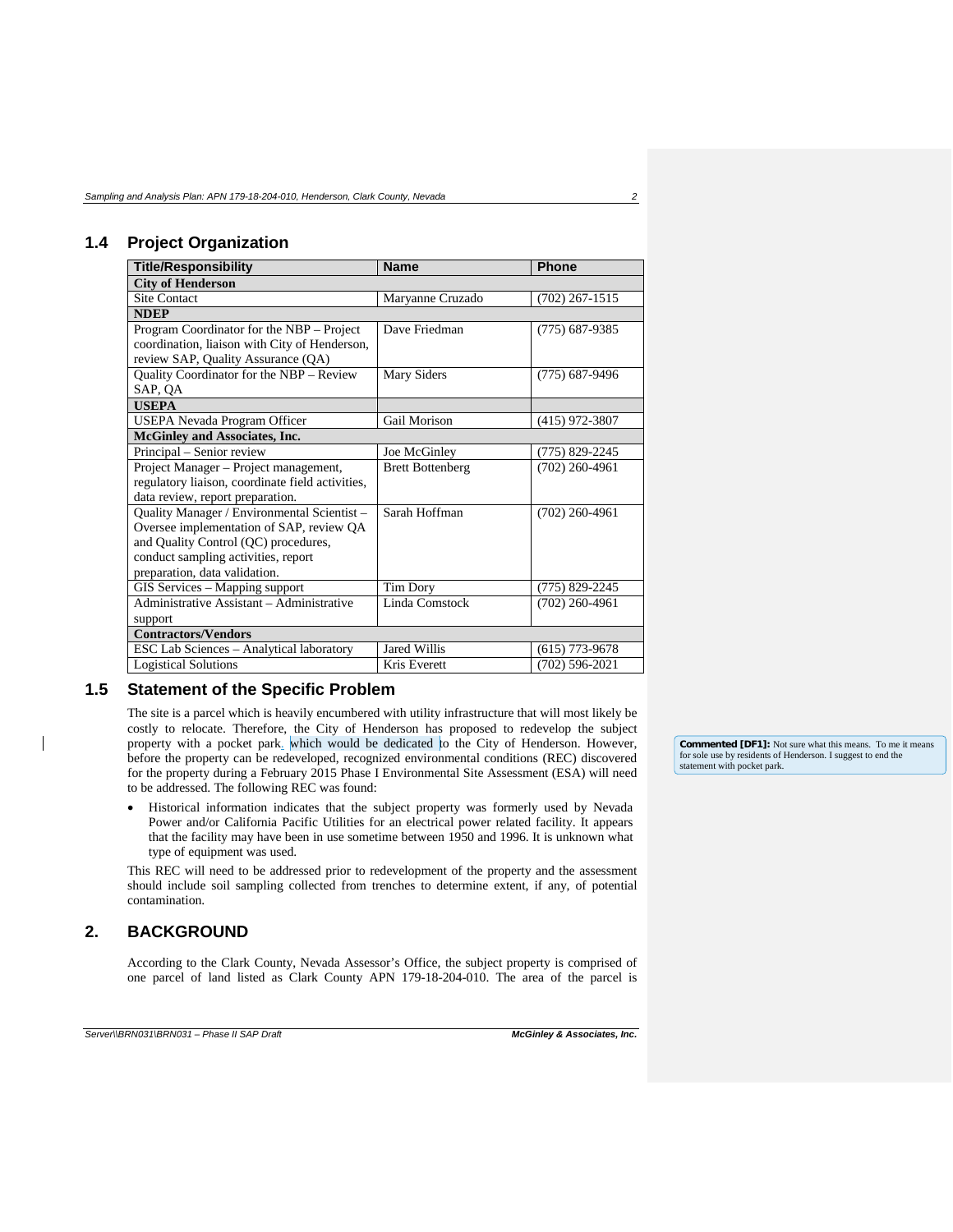## 1.4 Project Organization

| Title/Responsibility | Name | Phone |
|---|---|---|
| **City of Henderson** | | |
| Site Contact | Maryanne Cruzado | (702) 267-1515 |
| **NDEP** | | |
| Program Coordinator for the NBP – Project coordination, liaison with City of Henderson, review SAP, Quality Assurance (QA) | Dave Friedman | (775) 687-9385 |
| Quality Coordinator for the NBP – Review SAP, QA | Mary Siders | (775) 687-9496 |
| **USEPA** | | |
| USEPA Nevada Program Officer | Gail Morison | (415) 972-3807 |
| **McGinley and Associates, Inc.** | | |
| Principal – Senior review | Joe McGinley | (775) 829-2245 |
| Project Manager – Project management, regulatory liaison, coordinate field activities, data review, report preparation. | Brett Bottenberg | (702) 260-4961 |
| Quality Manager / Environmental Scientist – Oversee implementation of SAP, review QA and Quality Control (QC) procedures, conduct sampling activities, report preparation, data validation. | Sarah Hoffman | (702) 260-4961 |
| GIS Services – Mapping support | Tim Dory | (775) 829-2245 |
| Administrative Assistant – Administrative support | Linda Comstock | (702) 260-4961 |
| **Contractors/Vendors** | | |
| ESC Lab Sciences – Analytical laboratory | Jared Willis | (615) 773-9678 |
| Logistical Solutions | Kris Everett | (702) 596-2021 |

## 1.5 Statement of the Specific Problem

The site is a parcel which is heavily encumbered with utility infrastructure that will most likely be costly to relocate. Therefore, the City of Henderson has proposed to redevelop the subject property with a pocket park, which would be dedicated to the City of Henderson. However, before the property can be redeveloped, recognized environmental conditions (REC) discovered for the property during a February 2015 Phase I Environmental Site Assessment (ESA) will need to be addressed. The following REC was found:

**Commented [DF1]:** Not sure what this means. To me it means for sole use by residents of Henderson. I suggest to end the statement with pocket park.

- Historical information indicates that the subject property was formerly used by Nevada Power and/or California Pacific Utilities for an electrical power related facility. It appears that the facility may have been in use sometime between 1950 and 1996. It is unknown what type of equipment was used.

This REC will need to be addressed prior to redevelopment of the property and the assessment should include soil sampling collected from trenches to determine extent, if any, of potential contamination.

# 2. BACKGROUND

According to the Clark County, Nevada Assessor's Office, the subject property is comprised of one parcel of land listed as Clark County APN 179-18-204-010. The area of the parcel is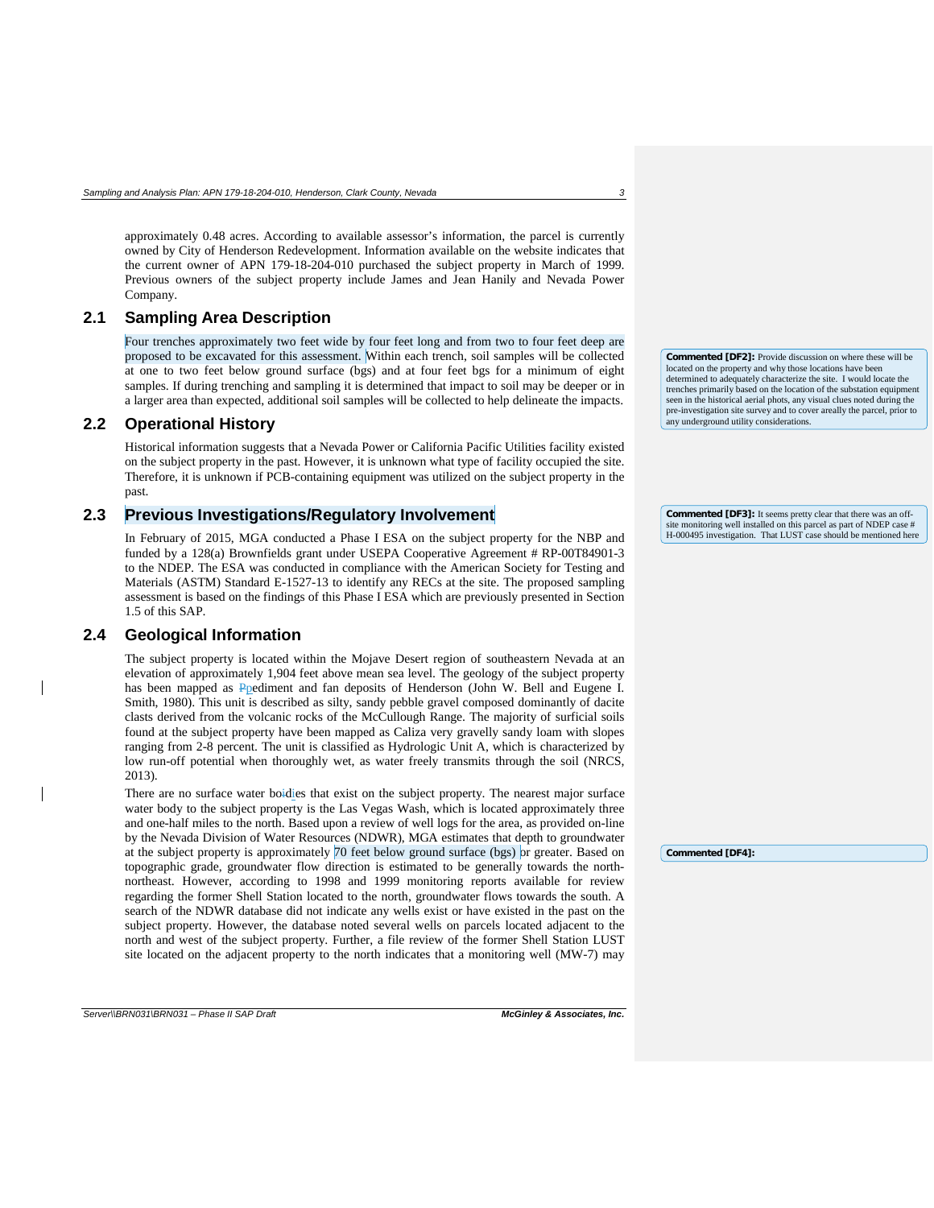approximately 0.48 acres. According to available assessor's information, the parcel is currently owned by City of Henderson Redevelopment. Information available on the website indicates that the current owner of APN 179-18-204-010 purchased the subject property in March of 1999. Previous owners of the subject property include James and Jean Hanily and Nevada Power Company.

## 2.1 Sampling Area Description

Four trenches approximately two feet wide by four feet long and from two to four feet deep are proposed to be excavated for this assessment. Within each trench, soil samples will be collected at one to two feet below ground surface (bgs) and at four feet bgs for a minimum of eight samples. If during trenching and sampling it is determined that impact to soil may be deeper or in a larger area than expected, additional soil samples will be collected to help delineate the impacts.

> **Commented [DF2]:** Provide discussion on where these will be located on the property and why those locations have been determined to adequately characterize the site. I would locate the trenches primarily based on the location of the substation equipment seen in the historical aerial phots, any visual clues noted during the pre-investigation site survey and to cover areally the parcel, prior to any underground utility considerations.

## 2.2 Operational History

Historical information suggests that a Nevada Power or California Pacific Utilities facility existed on the subject property in the past. However, it is unknown what type of facility occupied the site. Therefore, it is unknown if PCB-containing equipment was utilized on the subject property in the past.

## 2.3 Previous Investigations/Regulatory Involvement

> **Commented [DF3]:** It seems pretty clear that there was an off-site monitoring well installed on this parcel as part of NDEP case # H-000495 investigation. That LUST case should be mentioned here

In February of 2015, MGA conducted a Phase I ESA on the subject property for the NBP and funded by a 128(a) Brownfields grant under USEPA Cooperative Agreement # RP-00T84901-3 to the NDEP. The ESA was conducted in compliance with the American Society for Testing and Materials (ASTM) Standard E-1527-13 to identify any RECs at the site. The proposed sampling assessment is based on the findings of this Phase I ESA which are previously presented in Section 1.5 of this SAP.

## 2.4 Geological Information

The subject property is located within the Mojave Desert region of southeastern Nevada at an elevation of approximately 1,904 feet above mean sea level. The geology of the subject property has been mapped as pediment and fan deposits of Henderson (John W. Bell and Eugene I. Smith, 1980). This unit is described as silty, sandy pebble gravel composed dominantly of dacite clasts derived from the volcanic rocks of the McCullough Range. The majority of surficial soils found at the subject property have been mapped as Caliza very gravelly sandy loam with slopes ranging from 2-8 percent. The unit is classified as Hydrologic Unit A, which is characterized by low run-off potential when thoroughly wet, as water freely transmits through the soil (NRCS, 2013).

There are no surface water bodies that exist on the subject property. The nearest major surface water body to the subject property is the Las Vegas Wash, which is located approximately three and one-half miles to the north. Based upon a review of well logs for the area, as provided on-line by the Nevada Division of Water Resources (NDWR), MGA estimates that depth to groundwater at the subject property is approximately 70 feet below ground surface (bgs) or greater. Based on topographic grade, groundwater flow direction is estimated to be generally towards the north-northeast. However, according to 1998 and 1999 monitoring reports available for review regarding the former Shell Station located to the north, groundwater flows towards the south. A search of the NDWR database did not indicate any wells exist or have existed in the past on the subject property. However, the database noted several wells on parcels located adjacent to the north and west of the subject property. Further, a file review of the former Shell Station LUST site located on the adjacent property to the north indicates that a monitoring well (MW-7) may

> **Commented [DF4]:**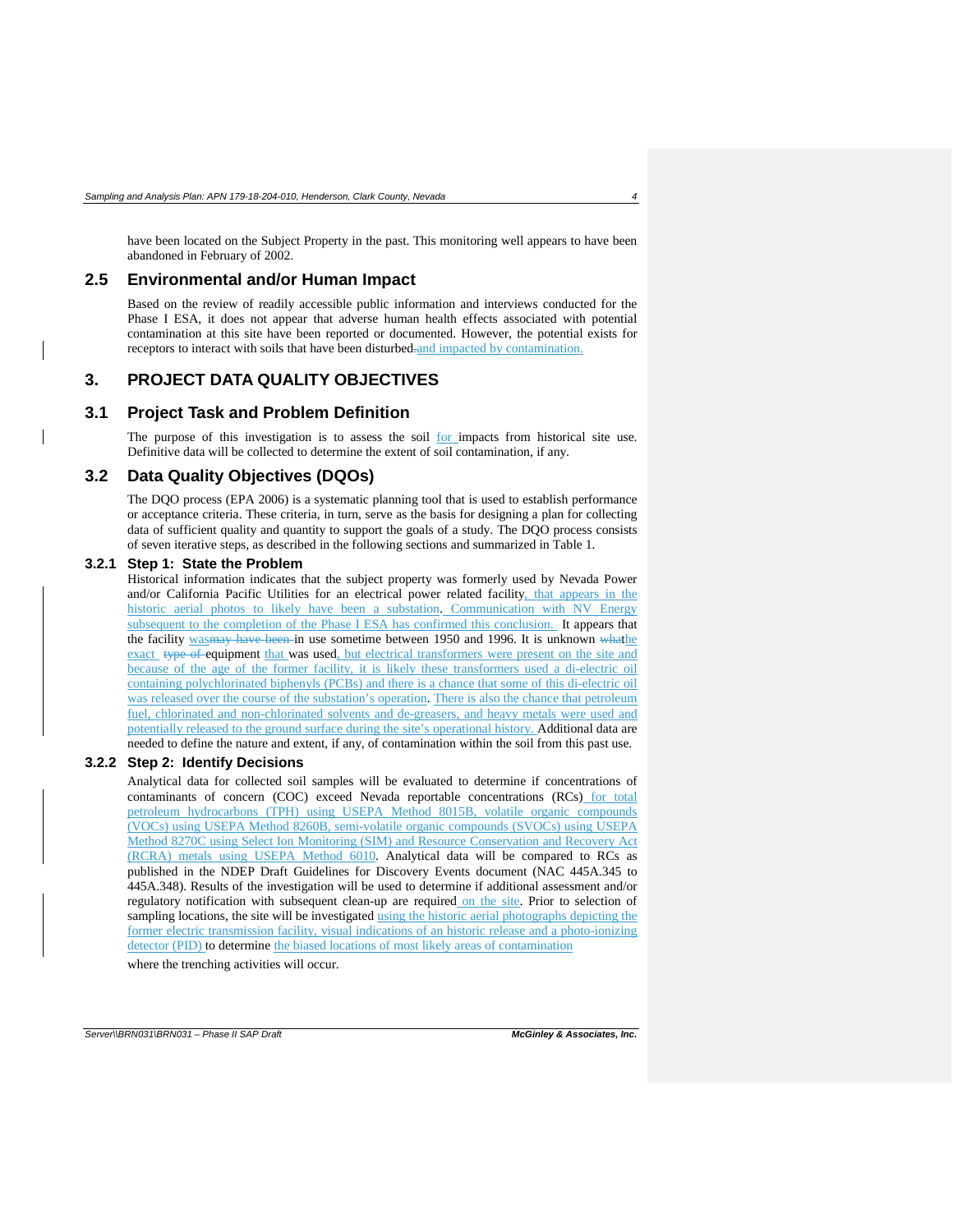have been located on the Subject Property in the past. This monitoring well appears to have been abandoned in February of 2002.

## 2.5 Environmental and/or Human Impact

Based on the review of readily accessible public information and interviews conducted for the Phase I ESA, it does not appear that adverse human health effects associated with potential contamination at this site have been reported or documented. However, the potential exists for receptors to interact with soils that have been disturbed~~.~~ and impacted by contamination.

# 3. PROJECT DATA QUALITY OBJECTIVES

## 3.1 Project Task and Problem Definition

The purpose of this investigation is to assess the soil for impacts from historical site use. Definitive data will be collected to determine the extent of soil contamination, if any.

## 3.2 Data Quality Objectives (DQOs)

The DQO process (EPA 2006) is a systematic planning tool that is used to establish performance or acceptance criteria. These criteria, in turn, serve as the basis for designing a plan for collecting data of sufficient quality and quantity to support the goals of a study. The DQO process consists of seven iterative steps, as described in the following sections and summarized in Table 1.

### 3.2.1 Step 1: State the Problem

Historical information indicates that the subject property was formerly used by Nevada Power and/or California Pacific Utilities for an electrical power related facility, that appears in the historic aerial photos to likely have been a substation. Communication with NV Energy subsequent to the completion of the Phase I ESA has confirmed this conclusion. It appears that the facility was ~~may have been~~ in use sometime between 1950 and 1996. It is unknown ~~what~~the exact ~~type of~~ equipment that was used, but electrical transformers were present on the site and because of the age of the former facility, it is likely these transformers used a di-electric oil containing polychlorinated biphenyls (PCBs) and there is a chance that some of this di-electric oil was released over the course of the substation's operation. There is also the chance that petroleum fuel, chlorinated and non-chlorinated solvents and de-greasers, and heavy metals were used and potentially released to the ground surface during the site's operational history. Additional data are needed to define the nature and extent, if any, of contamination within the soil from this past use.

### 3.2.2 Step 2: Identify Decisions

Analytical data for collected soil samples will be evaluated to determine if concentrations of contaminants of concern (COC) exceed Nevada reportable concentrations (RCs) for total petroleum hydrocarbons (TPH) using USEPA Method 8015B, volatile organic compounds (VOCs) using USEPA Method 8260B, semi-volatile organic compounds (SVOCs) using USEPA Method 8270C using Select Ion Monitoring (SIM) and Resource Conservation and Recovery Act (RCRA) metals using USEPA Method 6010. Analytical data will be compared to RCs as published in the NDEP Draft Guidelines for Discovery Events document (NAC 445A.345 to 445A.348). Results of the investigation will be used to determine if additional assessment and/or regulatory notification with subsequent clean-up are required on the site. Prior to selection of sampling locations, the site will be investigated using the historic aerial photographs depicting the former electric transmission facility, visual indications of an historic release and a photo-ionizing detector (PID) to determine the biased locations of most likely areas of contamination

where the trenching activities will occur.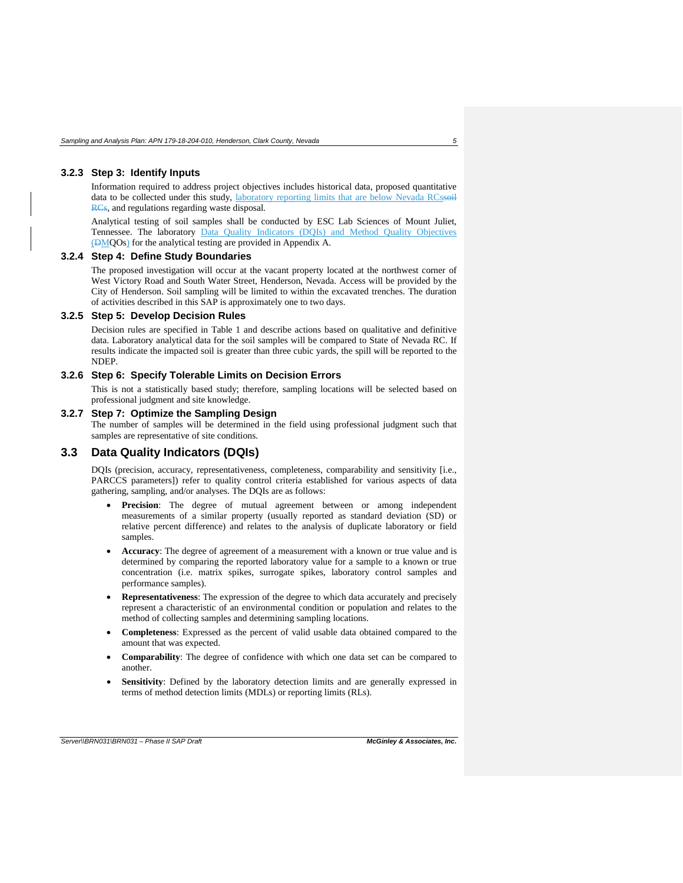### 3.2.3 Step 3: Identify Inputs

Information required to address project objectives includes historical data, proposed quantitative data to be collected under this study, laboratory reporting limits that are below Nevada RCssoil RCs, and regulations regarding waste disposal.

Analytical testing of soil samples shall be conducted by ESC Lab Sciences of Mount Juliet, Tennessee. The laboratory Data Quality Indicators (DQIs) and Method Quality Objectives (DMQOs) for the analytical testing are provided in Appendix A.

### 3.2.4 Step 4: Define Study Boundaries

The proposed investigation will occur at the vacant property located at the northwest corner of West Victory Road and South Water Street, Henderson, Nevada. Access will be provided by the City of Henderson. Soil sampling will be limited to within the excavated trenches. The duration of activities described in this SAP is approximately one to two days.

### 3.2.5 Step 5: Develop Decision Rules

Decision rules are specified in Table 1 and describe actions based on qualitative and definitive data. Laboratory analytical data for the soil samples will be compared to State of Nevada RC. If results indicate the impacted soil is greater than three cubic yards, the spill will be reported to the NDEP.

### 3.2.6 Step 6: Specify Tolerable Limits on Decision Errors

This is not a statistically based study; therefore, sampling locations will be selected based on professional judgment and site knowledge.

### 3.2.7 Step 7: Optimize the Sampling Design

The number of samples will be determined in the field using professional judgment such that samples are representative of site conditions.

## 3.3 Data Quality Indicators (DQIs)

DQIs (precision, accuracy, representativeness, completeness, comparability and sensitivity [i.e., PARCCS parameters]) refer to quality control criteria established for various aspects of data gathering, sampling, and/or analyses. The DQIs are as follows:

- **Precision**: The degree of mutual agreement between or among independent measurements of a similar property (usually reported as standard deviation (SD) or relative percent difference) and relates to the analysis of duplicate laboratory or field samples.
- **Accuracy**: The degree of agreement of a measurement with a known or true value and is determined by comparing the reported laboratory value for a sample to a known or true concentration (i.e. matrix spikes, surrogate spikes, laboratory control samples and performance samples).
- **Representativeness**: The expression of the degree to which data accurately and precisely represent a characteristic of an environmental condition or population and relates to the method of collecting samples and determining sampling locations.
- **Completeness**: Expressed as the percent of valid usable data obtained compared to the amount that was expected.
- **Comparability**: The degree of confidence with which one data set can be compared to another.
- **Sensitivity**: Defined by the laboratory detection limits and are generally expressed in terms of method detection limits (MDLs) or reporting limits (RLs).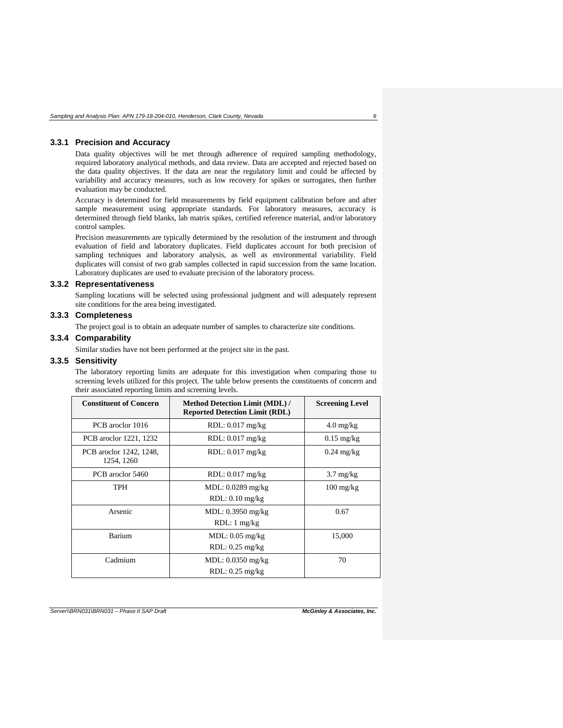### 3.3.1 Precision and Accuracy

Data quality objectives will be met through adherence of required sampling methodology, required laboratory analytical methods, and data review. Data are accepted and rejected based on the data quality objectives. If the data are near the regulatory limit and could be affected by variability and accuracy measures, such as low recovery for spikes or surrogates, then further evaluation may be conducted.

Accuracy is determined for field measurements by field equipment calibration before and after sample measurement using appropriate standards. For laboratory measures, accuracy is determined through field blanks, lab matrix spikes, certified reference material, and/or laboratory control samples.

Precision measurements are typically determined by the resolution of the instrument and through evaluation of field and laboratory duplicates. Field duplicates account for both precision of sampling techniques and laboratory analysis, as well as environmental variability. Field duplicates will consist of two grab samples collected in rapid succession from the same location. Laboratory duplicates are used to evaluate precision of the laboratory process.

### 3.3.2 Representativeness

Sampling locations will be selected using professional judgment and will adequately represent site conditions for the area being investigated.

### 3.3.3 Completeness

The project goal is to obtain an adequate number of samples to characterize site conditions.

### 3.3.4 Comparability

Similar studies have not been performed at the project site in the past.

### 3.3.5 Sensitivity

The laboratory reporting limits are adequate for this investigation when comparing those to screening levels utilized for this project. The table below presents the constituents of concern and their associated reporting limits and screening levels.

| Constituent of Concern | Method Detection Limit (MDL) / Reported Detection Limit (RDL) | Screening Level |
|---|---|---|
| PCB aroclor 1016 | RDL: 0.017 mg/kg | 4.0 mg/kg |
| PCB aroclor 1221, 1232 | RDL: 0.017 mg/kg | 0.15 mg/kg |
| PCB aroclor 1242, 1248, 1254, 1260 | RDL: 0.017 mg/kg | 0.24 mg/kg |
| PCB aroclor 5460 | RDL: 0.017 mg/kg | 3.7 mg/kg |
| TPH | MDL: 0.0289 mg/kg<br>RDL: 0.10 mg/kg | 100 mg/kg |
| Arsenic | MDL: 0.3950 mg/kg<br>RDL: 1 mg/kg | 0.67 |
| Barium | MDL: 0.05 mg/kg<br>RDL: 0.25 mg/kg | 15,000 |
| Cadmium | MDL: 0.0350 mg/kg<br>RDL: 0.25 mg/kg | 70 |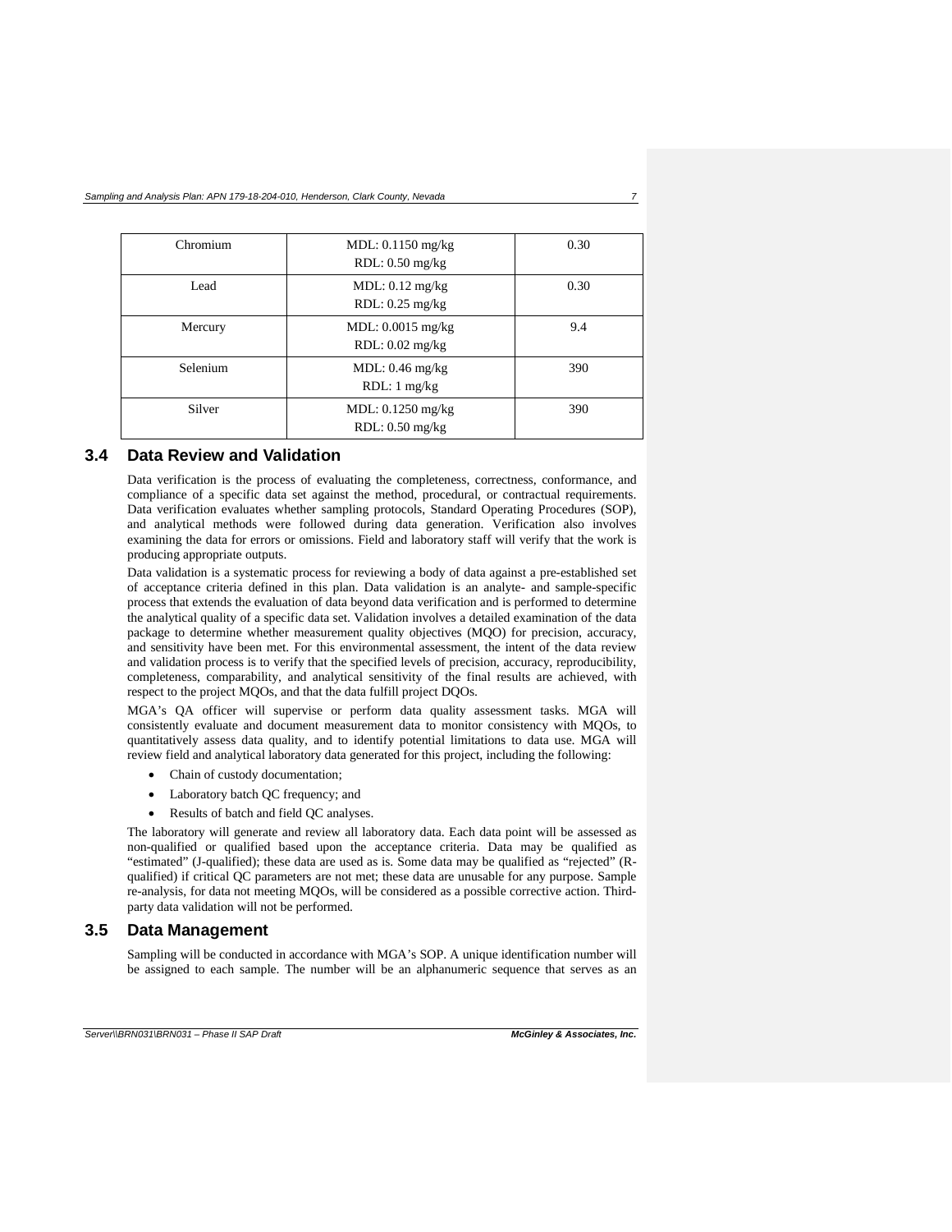| Chromium | MDL: 0.1150 mg/kg<br>RDL: 0.50 mg/kg | 0.30 |
|---|---|---|
| Lead | MDL: 0.12 mg/kg<br>RDL: 0.25 mg/kg | 0.30 |
| Mercury | MDL: 0.0015 mg/kg<br>RDL: 0.02 mg/kg | 9.4 |
| Selenium | MDL: 0.46 mg/kg<br>RDL: 1 mg/kg | 390 |
| Silver | MDL: 0.1250 mg/kg<br>RDL: 0.50 mg/kg | 390 |

## 3.4 Data Review and Validation

Data verification is the process of evaluating the completeness, correctness, conformance, and compliance of a specific data set against the method, procedural, or contractual requirements. Data verification evaluates whether sampling protocols, Standard Operating Procedures (SOP), and analytical methods were followed during data generation. Verification also involves examining the data for errors or omissions. Field and laboratory staff will verify that the work is producing appropriate outputs.

Data validation is a systematic process for reviewing a body of data against a pre-established set of acceptance criteria defined in this plan. Data validation is an analyte- and sample-specific process that extends the evaluation of data beyond data verification and is performed to determine the analytical quality of a specific data set. Validation involves a detailed examination of the data package to determine whether measurement quality objectives (MQO) for precision, accuracy, and sensitivity have been met. For this environmental assessment, the intent of the data review and validation process is to verify that the specified levels of precision, accuracy, reproducibility, completeness, comparability, and analytical sensitivity of the final results are achieved, with respect to the project MQOs, and that the data fulfill project DQOs.

MGA's QA officer will supervise or perform data quality assessment tasks. MGA will consistently evaluate and document measurement data to monitor consistency with MQOs, to quantitatively assess data quality, and to identify potential limitations to data use. MGA will review field and analytical laboratory data generated for this project, including the following:

- Chain of custody documentation;
- Laboratory batch QC frequency; and
- Results of batch and field QC analyses.

The laboratory will generate and review all laboratory data. Each data point will be assessed as non-qualified or qualified based upon the acceptance criteria. Data may be qualified as "estimated" (J-qualified); these data are used as is. Some data may be qualified as "rejected" (R-qualified) if critical QC parameters are not met; these data are unusable for any purpose. Sample re-analysis, for data not meeting MQOs, will be considered as a possible corrective action. Third-party data validation will not be performed.

## 3.5 Data Management

Sampling will be conducted in accordance with MGA's SOP. A unique identification number will be assigned to each sample. The number will be an alphanumeric sequence that serves as an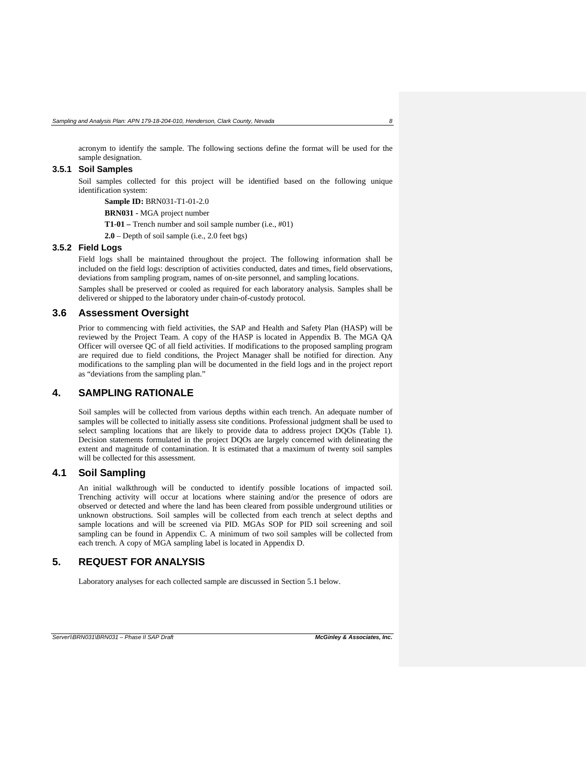acronym to identify the sample. The following sections define the format will be used for the sample designation.

### 3.5.1 Soil Samples

Soil samples collected for this project will be identified based on the following unique identification system:

**Sample ID:** BRN031-T1-01-2.0

**BRN031 -** MGA project number

**T1-01 –** Trench number and soil sample number (i.e., #01)

**2.0** – Depth of soil sample (i.e., 2.0 feet bgs)

### 3.5.2 Field Logs

Field logs shall be maintained throughout the project. The following information shall be included on the field logs: description of activities conducted, dates and times, field observations, deviations from sampling program, names of on-site personnel, and sampling locations.

Samples shall be preserved or cooled as required for each laboratory analysis. Samples shall be delivered or shipped to the laboratory under chain-of-custody protocol.

## 3.6 Assessment Oversight

Prior to commencing with field activities, the SAP and Health and Safety Plan (HASP) will be reviewed by the Project Team. A copy of the HASP is located in Appendix B. The MGA QA Officer will oversee QC of all field activities. If modifications to the proposed sampling program are required due to field conditions, the Project Manager shall be notified for direction. Any modifications to the sampling plan will be documented in the field logs and in the project report as “deviations from the sampling plan.”

# 4. SAMPLING RATIONALE

Soil samples will be collected from various depths within each trench. An adequate number of samples will be collected to initially assess site conditions. Professional judgment shall be used to select sampling locations that are likely to provide data to address project DQOs (Table 1). Decision statements formulated in the project DQOs are largely concerned with delineating the extent and magnitude of contamination. It is estimated that a maximum of twenty soil samples will be collected for this assessment.

## 4.1 Soil Sampling

An initial walkthrough will be conducted to identify possible locations of impacted soil. Trenching activity will occur at locations where staining and/or the presence of odors are observed or detected and where the land has been cleared from possible underground utilities or unknown obstructions. Soil samples will be collected from each trench at select depths and sample locations and will be screened via PID. MGAs SOP for PID soil screening and soil sampling can be found in Appendix C. A minimum of two soil samples will be collected from each trench. A copy of MGA sampling label is located in Appendix D.

# 5. REQUEST FOR ANALYSIS

Laboratory analyses for each collected sample are discussed in Section 5.1 below.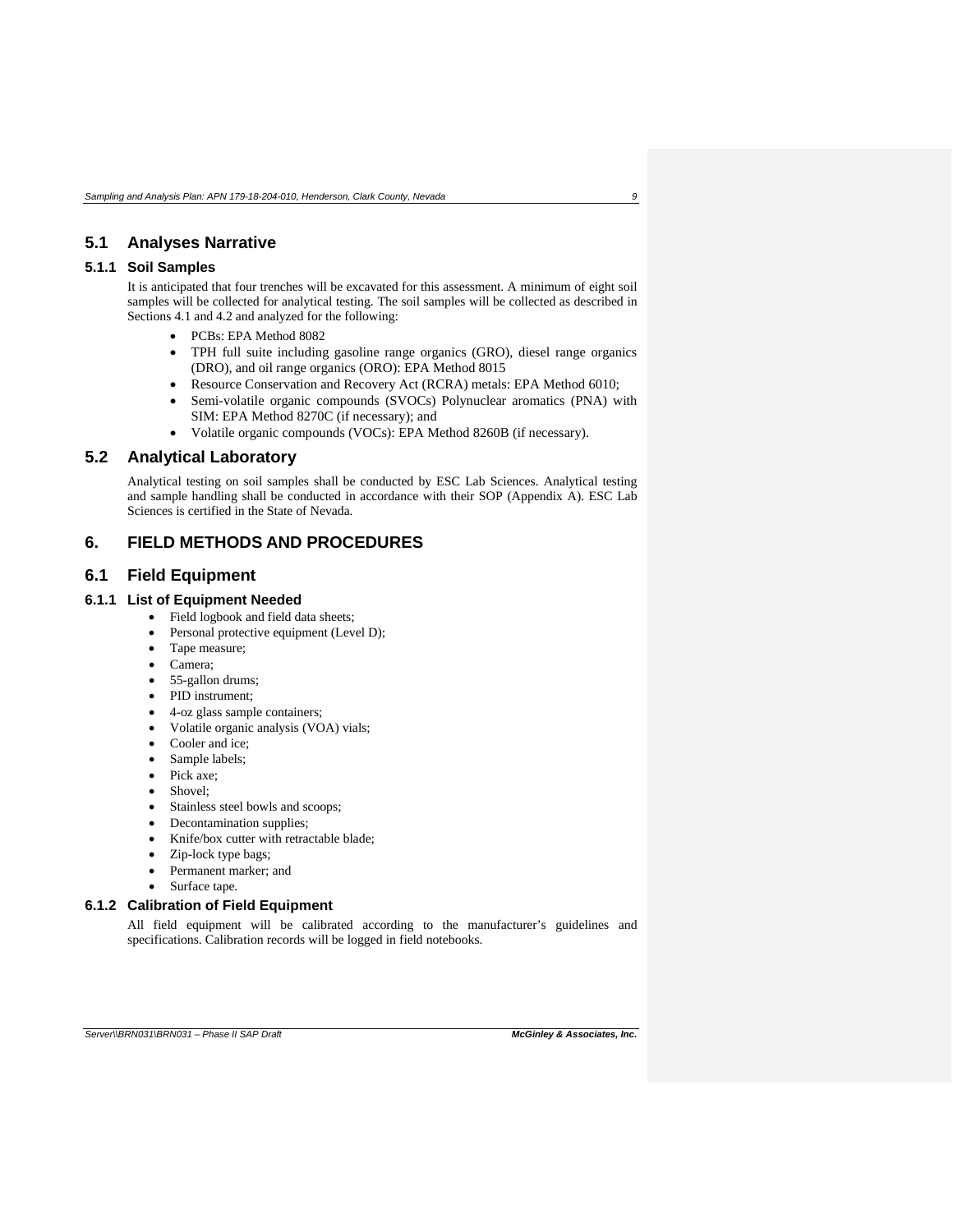## 5.1 Analyses Narrative

### 5.1.1 Soil Samples

It is anticipated that four trenches will be excavated for this assessment. A minimum of eight soil samples will be collected for analytical testing. The soil samples will be collected as described in Sections 4.1 and 4.2 and analyzed for the following:

- PCBs: EPA Method 8082
- TPH full suite including gasoline range organics (GRO), diesel range organics (DRO), and oil range organics (ORO): EPA Method 8015
- Resource Conservation and Recovery Act (RCRA) metals: EPA Method 6010;
- Semi-volatile organic compounds (SVOCs) Polynuclear aromatics (PNA) with SIM: EPA Method 8270C (if necessary); and
- Volatile organic compounds (VOCs): EPA Method 8260B (if necessary).

## 5.2 Analytical Laboratory

Analytical testing on soil samples shall be conducted by ESC Lab Sciences. Analytical testing and sample handling shall be conducted in accordance with their SOP (Appendix A). ESC Lab Sciences is certified in the State of Nevada.

# 6. FIELD METHODS AND PROCEDURES

## 6.1 Field Equipment

### 6.1.1 List of Equipment Needed

- Field logbook and field data sheets;
- Personal protective equipment (Level D);
- Tape measure;
- Camera;
- 55-gallon drums;
- PID instrument;
- 4-oz glass sample containers;
- Volatile organic analysis (VOA) vials;
- Cooler and ice;
- Sample labels;
- Pick axe;
- Shovel;
- Stainless steel bowls and scoops;
- Decontamination supplies;
- Knife/box cutter with retractable blade;
- Zip-lock type bags;
- Permanent marker; and
- Surface tape.

### 6.1.2 Calibration of Field Equipment

All field equipment will be calibrated according to the manufacturer's guidelines and specifications. Calibration records will be logged in field notebooks.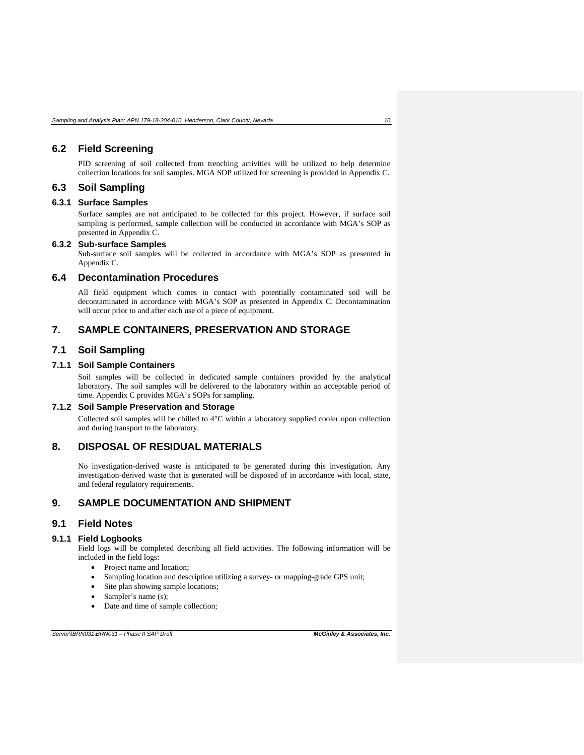## 6.2 Field Screening

PID screening of soil collected from trenching activities will be utilized to help determine collection locations for soil samples. MGA SOP utilized for screening is provided in Appendix C.

## 6.3 Soil Sampling

### 6.3.1 Surface Samples

Surface samples are not anticipated to be collected for this project. However, if surface soil sampling is performed, sample collection will be conducted in accordance with MGA's SOP as presented in Appendix C.

### 6.3.2 Sub-surface Samples

Sub-surface soil samples will be collected in accordance with MGA's SOP as presented in Appendix C.

## 6.4 Decontamination Procedures

All field equipment which comes in contact with potentially contaminated soil will be decontaminated in accordance with MGA's SOP as presented in Appendix C. Decontamination will occur prior to and after each use of a piece of equipment.

# 7. SAMPLE CONTAINERS, PRESERVATION AND STORAGE

## 7.1 Soil Sampling

### 7.1.1 Soil Sample Containers

Soil samples will be collected in dedicated sample containers provided by the analytical laboratory. The soil samples will be delivered to the laboratory within an acceptable period of time. Appendix C provides MGA's SOPs for sampling.

### 7.1.2 Soil Sample Preservation and Storage

Collected soil samples will be chilled to 4°C within a laboratory supplied cooler upon collection and during transport to the laboratory.

# 8. DISPOSAL OF RESIDUAL MATERIALS

No investigation-derived waste is anticipated to be generated during this investigation. Any investigation-derived waste that is generated will be disposed of in accordance with local, state, and federal regulatory requirements.

# 9. SAMPLE DOCUMENTATION AND SHIPMENT

## 9.1 Field Notes

### 9.1.1 Field Logbooks

Field logs will be completed describing all field activities. The following information will be included in the field logs:

- Project name and location;
- Sampling location and description utilizing a survey- or mapping-grade GPS unit;
- Site plan showing sample locations;
- Sampler's name (s);
- Date and time of sample collection;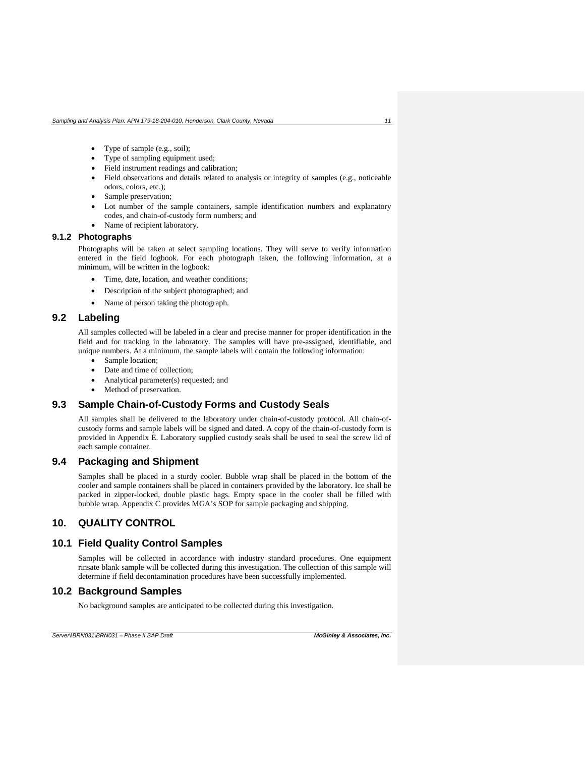- Type of sample (e.g., soil);
- Type of sampling equipment used;
- Field instrument readings and calibration;
- Field observations and details related to analysis or integrity of samples (e.g., noticeable odors, colors, etc.);
- Sample preservation;
- Lot number of the sample containers, sample identification numbers and explanatory codes, and chain-of-custody form numbers; and
- Name of recipient laboratory.

### 9.1.2 Photographs

Photographs will be taken at select sampling locations. They will serve to verify information entered in the field logbook. For each photograph taken, the following information, at a minimum, will be written in the logbook:

- Time, date, location, and weather conditions;
- Description of the subject photographed; and
- Name of person taking the photograph.

## 9.2 Labeling

All samples collected will be labeled in a clear and precise manner for proper identification in the field and for tracking in the laboratory. The samples will have pre-assigned, identifiable, and unique numbers. At a minimum, the sample labels will contain the following information:

- Sample location;
- Date and time of collection;
- Analytical parameter(s) requested; and
- Method of preservation.

## 9.3 Sample Chain-of-Custody Forms and Custody Seals

All samples shall be delivered to the laboratory under chain-of-custody protocol. All chain-of-custody forms and sample labels will be signed and dated. A copy of the chain-of-custody form is provided in Appendix E. Laboratory supplied custody seals shall be used to seal the screw lid of each sample container.

## 9.4 Packaging and Shipment

Samples shall be placed in a sturdy cooler. Bubble wrap shall be placed in the bottom of the cooler and sample containers shall be placed in containers provided by the laboratory. Ice shall be packed in zipper-locked, double plastic bags. Empty space in the cooler shall be filled with bubble wrap. Appendix C provides MGA's SOP for sample packaging and shipping.

# 10. QUALITY CONTROL

## 10.1 Field Quality Control Samples

Samples will be collected in accordance with industry standard procedures. One equipment rinsate blank sample will be collected during this investigation. The collection of this sample will determine if field decontamination procedures have been successfully implemented.

## 10.2 Background Samples

No background samples are anticipated to be collected during this investigation.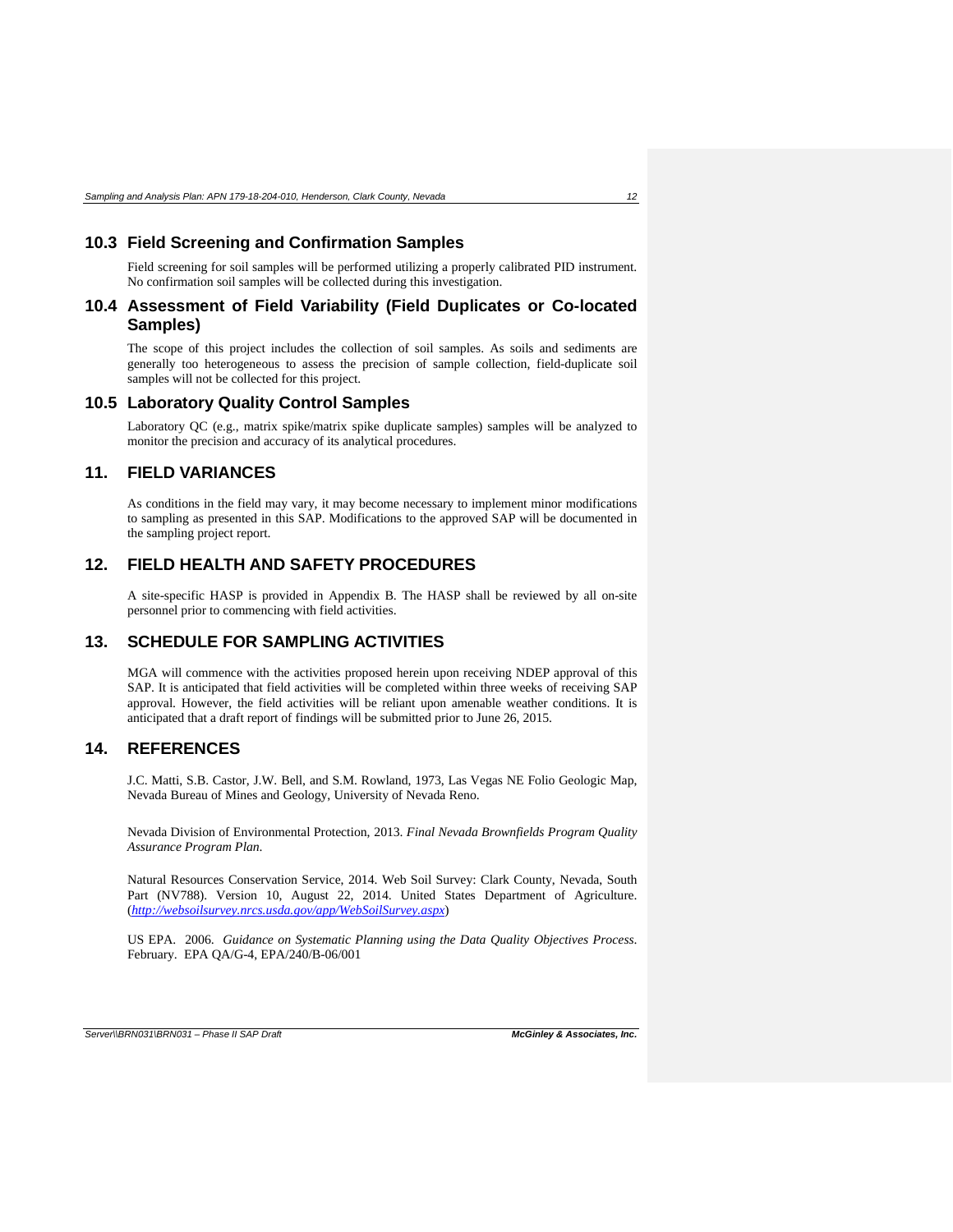## 10.3 Field Screening and Confirmation Samples

Field screening for soil samples will be performed utilizing a properly calibrated PID instrument. No confirmation soil samples will be collected during this investigation.

## 10.4 Assessment of Field Variability (Field Duplicates or Co-located Samples)

The scope of this project includes the collection of soil samples. As soils and sediments are generally too heterogeneous to assess the precision of sample collection, field-duplicate soil samples will not be collected for this project.

## 10.5 Laboratory Quality Control Samples

Laboratory QC (e.g., matrix spike/matrix spike duplicate samples) samples will be analyzed to monitor the precision and accuracy of its analytical procedures.

# 11. FIELD VARIANCES

As conditions in the field may vary, it may become necessary to implement minor modifications to sampling as presented in this SAP. Modifications to the approved SAP will be documented in the sampling project report.

# 12. FIELD HEALTH AND SAFETY PROCEDURES

A site-specific HASP is provided in Appendix B. The HASP shall be reviewed by all on-site personnel prior to commencing with field activities.

# 13. SCHEDULE FOR SAMPLING ACTIVITIES

MGA will commence with the activities proposed herein upon receiving NDEP approval of this SAP. It is anticipated that field activities will be completed within three weeks of receiving SAP approval. However, the field activities will be reliant upon amenable weather conditions. It is anticipated that a draft report of findings will be submitted prior to June 26, 2015.

# 14. REFERENCES

J.C. Matti, S.B. Castor, J.W. Bell, and S.M. Rowland, 1973, Las Vegas NE Folio Geologic Map, Nevada Bureau of Mines and Geology, University of Nevada Reno.

Nevada Division of Environmental Protection, 2013. *Final Nevada Brownfields Program Quality Assurance Program Plan.*

Natural Resources Conservation Service, 2014. Web Soil Survey: Clark County, Nevada, South Part (NV788). Version 10, August 22, 2014. United States Department of Agriculture. (*http://websoilsurvey.nrcs.usda.gov/app/WebSoilSurvey.aspx*)

US EPA. 2006. *Guidance on Systematic Planning using the Data Quality Objectives Process*. February. EPA QA/G-4, EPA/240/B-06/001